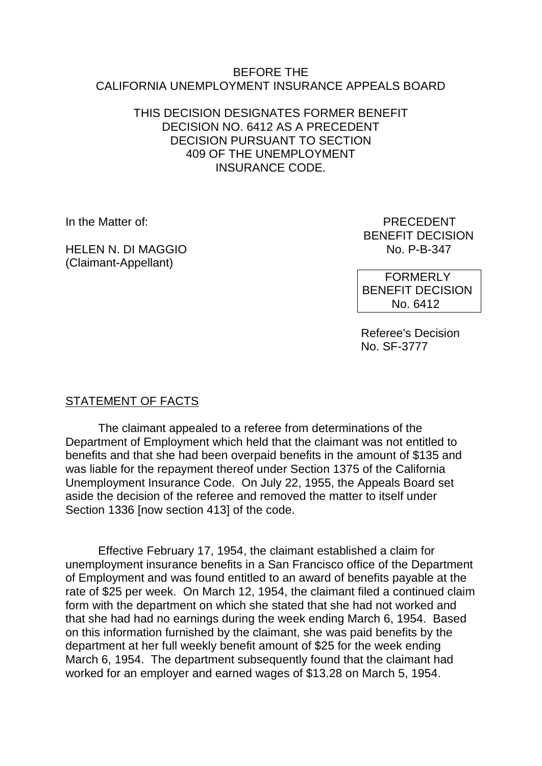BEFORE THE
CALIFORNIA UNEMPLOYMENT INSURANCE APPEALS BOARD

THIS DECISION DESIGNATES FORMER BENEFIT DECISION NO. 6412 AS A PRECEDENT DECISION PURSUANT TO SECTION 409 OF THE UNEMPLOYMENT INSURANCE CODE.

In the Matter of:

HELEN N. DI MAGGIO
(Claimant-Appellant)

PRECEDENT
BENEFIT DECISION
No. P-B-347

FORMERLY
BENEFIT DECISION
No. 6412

Referee's Decision
No. SF-3777

STATEMENT OF FACTS

The claimant appealed to a referee from determinations of the Department of Employment which held that the claimant was not entitled to benefits and that she had been overpaid benefits in the amount of $135 and was liable for the repayment thereof under Section 1375 of the California Unemployment Insurance Code. On July 22, 1955, the Appeals Board set aside the decision of the referee and removed the matter to itself under Section 1336 [now section 413] of the code.

Effective February 17, 1954, the claimant established a claim for unemployment insurance benefits in a San Francisco office of the Department of Employment and was found entitled to an award of benefits payable at the rate of $25 per week. On March 12, 1954, the claimant filed a continued claim form with the department on which she stated that she had not worked and that she had had no earnings during the week ending March 6, 1954. Based on this information furnished by the claimant, she was paid benefits by the department at her full weekly benefit amount of $25 for the week ending March 6, 1954. The department subsequently found that the claimant had worked for an employer and earned wages of $13.28 on March 5, 1954.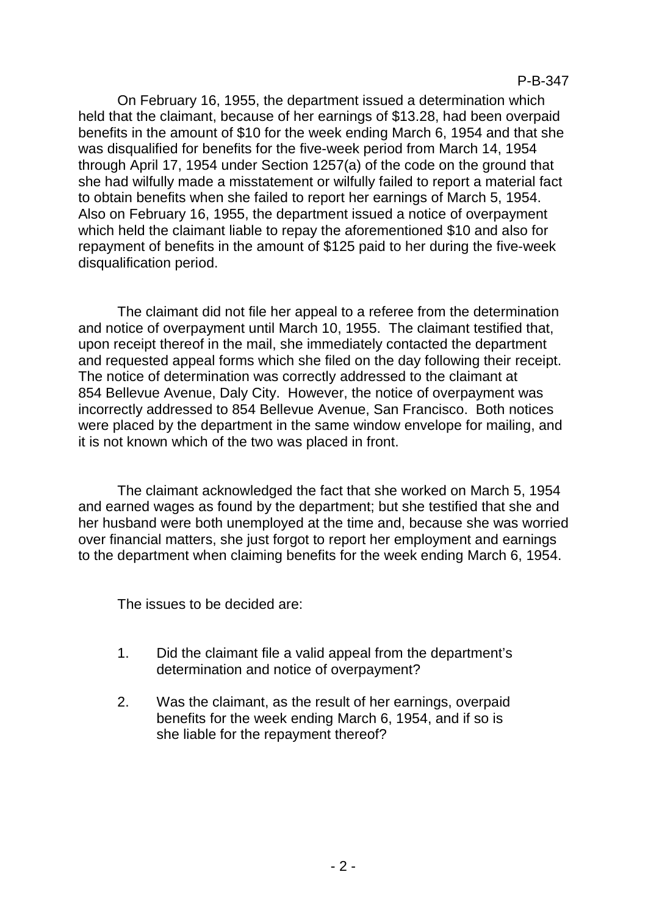On February 16, 1955, the department issued a determination which held that the claimant, because of her earnings of $13.28, had been overpaid benefits in the amount of $10 for the week ending March 6, 1954 and that she was disqualified for benefits for the five-week period from March 14, 1954 through April 17, 1954 under Section 1257(a) of the code on the ground that she had wilfully made a misstatement or wilfully failed to report a material fact to obtain benefits when she failed to report her earnings of March 5, 1954. Also on February 16, 1955, the department issued a notice of overpayment which held the claimant liable to repay the aforementioned $10 and also for repayment of benefits in the amount of $125 paid to her during the five-week disqualification period.

The claimant did not file her appeal to a referee from the determination and notice of overpayment until March 10, 1955. The claimant testified that, upon receipt thereof in the mail, she immediately contacted the department and requested appeal forms which she filed on the day following their receipt. The notice of determination was correctly addressed to the claimant at 854 Bellevue Avenue, Daly City. However, the notice of overpayment was incorrectly addressed to 854 Bellevue Avenue, San Francisco. Both notices were placed by the department in the same window envelope for mailing, and it is not known which of the two was placed in front.

The claimant acknowledged the fact that she worked on March 5, 1954 and earned wages as found by the department; but she testified that she and her husband were both unemployed at the time and, because she was worried over financial matters, she just forgot to report her employment and earnings to the department when claiming benefits for the week ending March 6, 1954.

The issues to be decided are:

1. Did the claimant file a valid appeal from the department's determination and notice of overpayment?

2. Was the claimant, as the result of her earnings, overpaid benefits for the week ending March 6, 1954, and if so is she liable for the repayment thereof?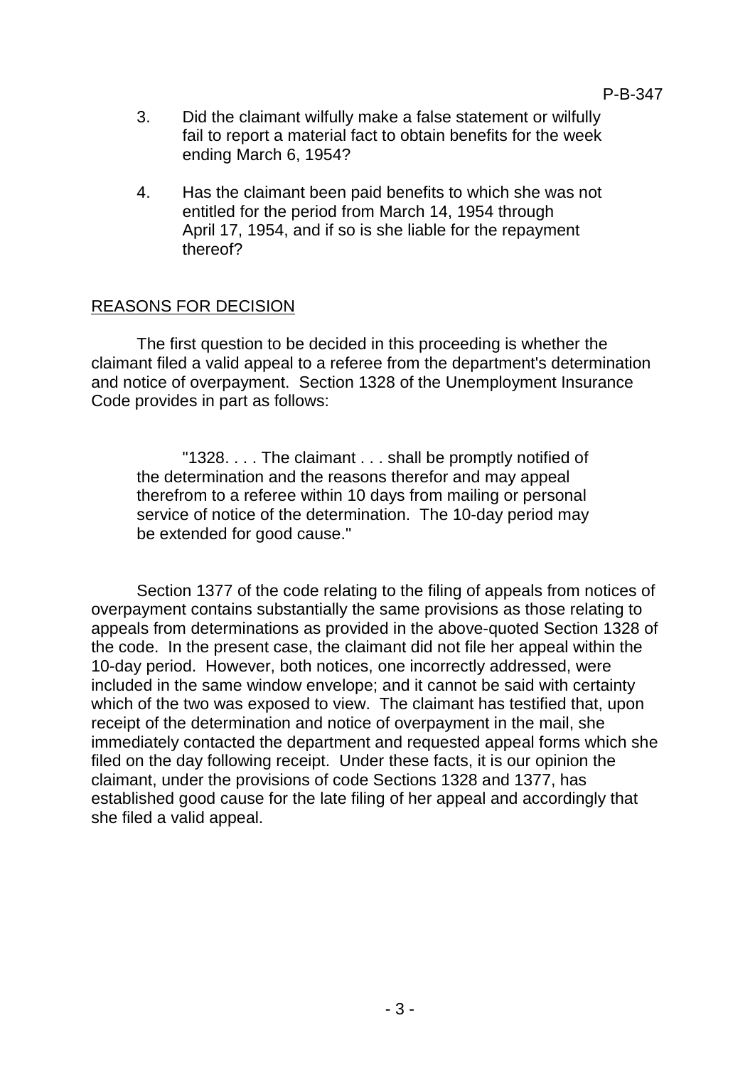3. Did the claimant wilfully make a false statement or wilfully fail to report a material fact to obtain benefits for the week ending March 6, 1954?

4. Has the claimant been paid benefits to which she was not entitled for the period from March 14, 1954 through April 17, 1954, and if so is she liable for the repayment thereof?

## REASONS FOR DECISION

The first question to be decided in this proceeding is whether the claimant filed a valid appeal to a referee from the department's determination and notice of overpayment. Section 1328 of the Unemployment Insurance Code provides in part as follows:

> "1328. . . . The claimant . . . shall be promptly notified of the determination and the reasons therefor and may appeal therefrom to a referee within 10 days from mailing or personal service of notice of the determination. The 10-day period may be extended for good cause."

Section 1377 of the code relating to the filing of appeals from notices of overpayment contains substantially the same provisions as those relating to appeals from determinations as provided in the above-quoted Section 1328 of the code. In the present case, the claimant did not file her appeal within the 10-day period. However, both notices, one incorrectly addressed, were included in the same window envelope; and it cannot be said with certainty which of the two was exposed to view. The claimant has testified that, upon receipt of the determination and notice of overpayment in the mail, she immediately contacted the department and requested appeal forms which she filed on the day following receipt. Under these facts, it is our opinion the claimant, under the provisions of code Sections 1328 and 1377, has established good cause for the late filing of her appeal and accordingly that she filed a valid appeal.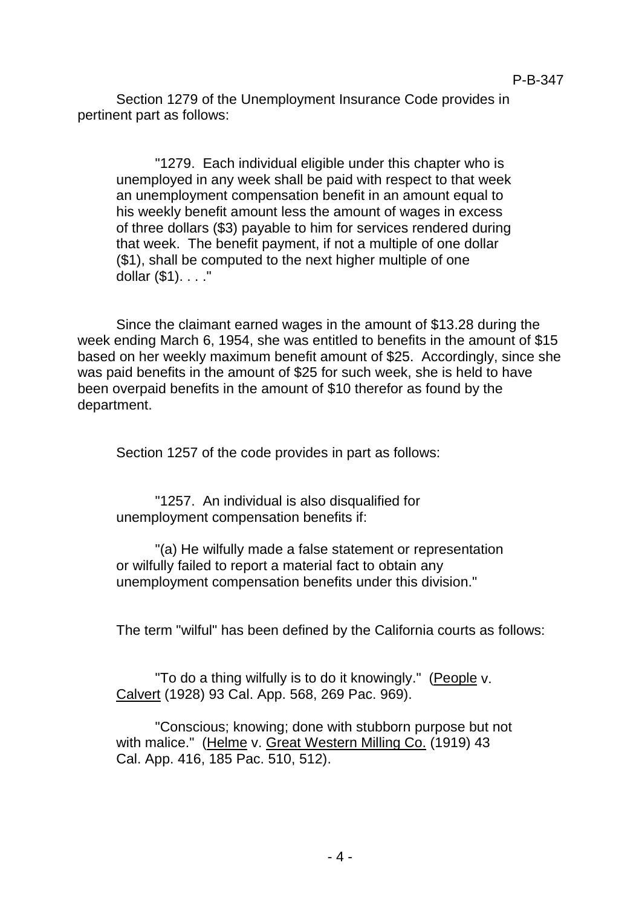Section 1279 of the Unemployment Insurance Code provides in pertinent part as follows:

> "1279. Each individual eligible under this chapter who is unemployed in any week shall be paid with respect to that week an unemployment compensation benefit in an amount equal to his weekly benefit amount less the amount of wages in excess of three dollars ($3) payable to him for services rendered during that week. The benefit payment, if not a multiple of one dollar ($1), shall be computed to the next higher multiple of one dollar ($1). . . ."

Since the claimant earned wages in the amount of $13.28 during the week ending March 6, 1954, she was entitled to benefits in the amount of $15 based on her weekly maximum benefit amount of $25. Accordingly, since she was paid benefits in the amount of $25 for such week, she is held to have been overpaid benefits in the amount of $10 therefor as found by the department.

Section 1257 of the code provides in part as follows:

> "1257. An individual is also disqualified for unemployment compensation benefits if:
>
> "(a) He wilfully made a false statement or representation or wilfully failed to report a material fact to obtain any unemployment compensation benefits under this division."

The term "wilful" has been defined by the California courts as follows:

> "To do a thing wilfully is to do it knowingly." (People v. Calvert (1928) 93 Cal. App. 568, 269 Pac. 969).
>
> "Conscious; knowing; done with stubborn purpose but not with malice." (Helme v. Great Western Milling Co. (1919) 43 Cal. App. 416, 185 Pac. 510, 512).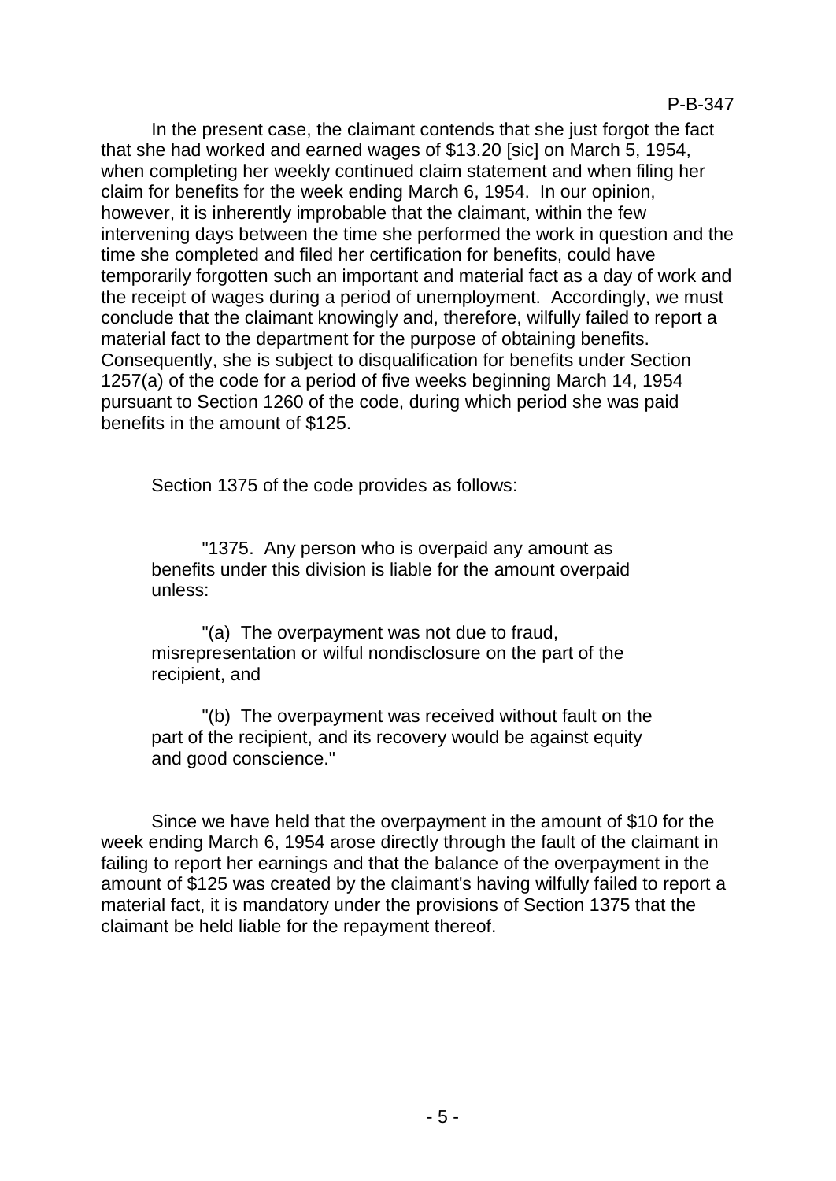In the present case, the claimant contends that she just forgot the fact that she had worked and earned wages of $13.20 [sic] on March 5, 1954, when completing her weekly continued claim statement and when filing her claim for benefits for the week ending March 6, 1954. In our opinion, however, it is inherently improbable that the claimant, within the few intervening days between the time she performed the work in question and the time she completed and filed her certification for benefits, could have temporarily forgotten such an important and material fact as a day of work and the receipt of wages during a period of unemployment. Accordingly, we must conclude that the claimant knowingly and, therefore, wilfully failed to report a material fact to the department for the purpose of obtaining benefits. Consequently, she is subject to disqualification for benefits under Section 1257(a) of the code for a period of five weeks beginning March 14, 1954 pursuant to Section 1260 of the code, during which period she was paid benefits in the amount of $125.

Section 1375 of the code provides as follows:

> "1375. Any person who is overpaid any amount as benefits under this division is liable for the amount overpaid unless:
>
> "(a) The overpayment was not due to fraud, misrepresentation or wilful nondisclosure on the part of the recipient, and
>
> "(b) The overpayment was received without fault on the part of the recipient, and its recovery would be against equity and good conscience."

Since we have held that the overpayment in the amount of $10 for the week ending March 6, 1954 arose directly through the fault of the claimant in failing to report her earnings and that the balance of the overpayment in the amount of $125 was created by the claimant's having wilfully failed to report a material fact, it is mandatory under the provisions of Section 1375 that the claimant be held liable for the repayment thereof.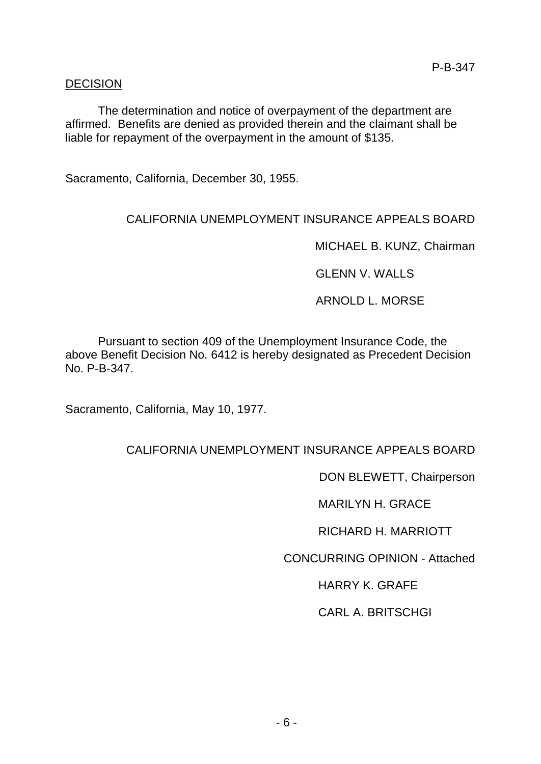## DECISION

The determination and notice of overpayment of the department are affirmed. Benefits are denied as provided therein and the claimant shall be liable for repayment of the overpayment in the amount of $135.

Sacramento, California, December 30, 1955.

CALIFORNIA UNEMPLOYMENT INSURANCE APPEALS BOARD

MICHAEL B. KUNZ, Chairman

GLENN V. WALLS

ARNOLD L. MORSE

Pursuant to section 409 of the Unemployment Insurance Code, the above Benefit Decision No. 6412 is hereby designated as Precedent Decision No. P-B-347.

Sacramento, California, May 10, 1977.

CALIFORNIA UNEMPLOYMENT INSURANCE APPEALS BOARD

DON BLEWETT, Chairperson

MARILYN H. GRACE

RICHARD H. MARRIOTT

CONCURRING OPINION - Attached

HARRY K. GRAFE

CARL A. BRITSCHGI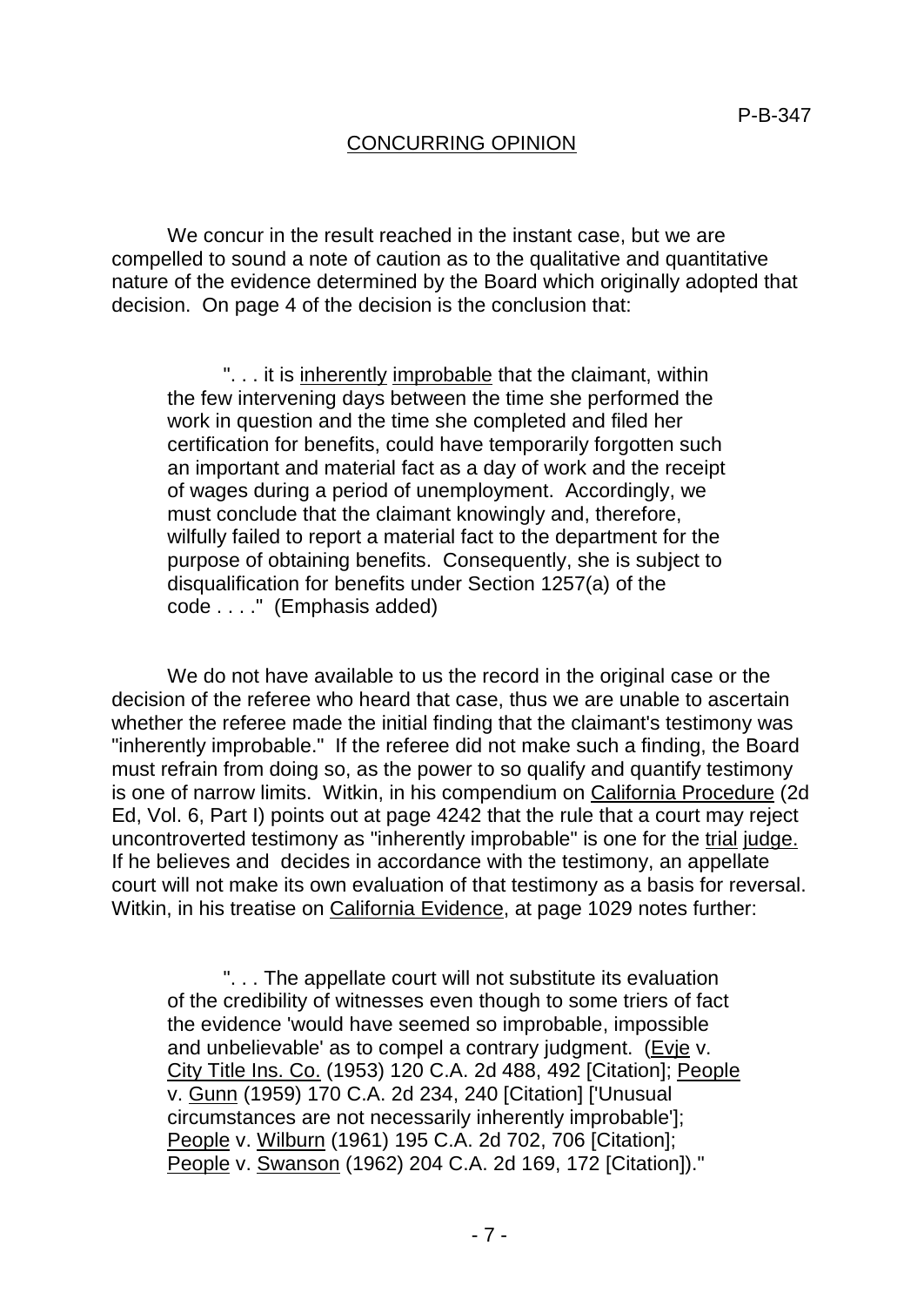## CONCURRING OPINION

We concur in the result reached in the instant case, but we are compelled to sound a note of caution as to the qualitative and quantitative nature of the evidence determined by the Board which originally adopted that decision. On page 4 of the decision is the conclusion that:

> ". . . it is <u>inherently</u> <u>improbable</u> that the claimant, within the few intervening days between the time she performed the work in question and the time she completed and filed her certification for benefits, could have temporarily forgotten such an important and material fact as a day of work and the receipt of wages during a period of unemployment. Accordingly, we must conclude that the claimant knowingly and, therefore, wilfully failed to report a material fact to the department for the purpose of obtaining benefits. Consequently, she is subject to disqualification for benefits under Section 1257(a) of the code . . . ." (Emphasis added)

We do not have available to us the record in the original case or the decision of the referee who heard that case, thus we are unable to ascertain whether the referee made the initial finding that the claimant's testimony was "inherently improbable." If the referee did not make such a finding, the Board must refrain from doing so, as the power to so qualify and quantify testimony is one of narrow limits. Witkin, in his compendium on <u>California Procedure</u> (2d Ed, Vol. 6, Part I) points out at page 4242 that the rule that a court may reject uncontroverted testimony as "inherently improbable" is one for the <u>trial</u> <u>judge.</u> If he believes and decides in accordance with the testimony, an appellate court will not make its own evaluation of that testimony as a basis for reversal. Witkin, in his treatise on <u>California Evidence</u>, at page 1029 notes further:

> ". . . The appellate court will not substitute its evaluation of the credibility of witnesses even though to some triers of fact the evidence 'would have seemed so improbable, impossible and unbelievable' as to compel a contrary judgment. (<u>Evje</u> v. <u>City Title Ins. Co.</u> (1953) 120 C.A. 2d 488, 492 [Citation]; <u>People</u> v. <u>Gunn</u> (1959) 170 C.A. 2d 234, 240 [Citation] ['Unusual circumstances are not necessarily inherently improbable']; <u>People</u> v. <u>Wilburn</u> (1961) 195 C.A. 2d 702, 706 [Citation]; <u>People</u> v. <u>Swanson</u> (1962) 204 C.A. 2d 169, 172 [Citation])."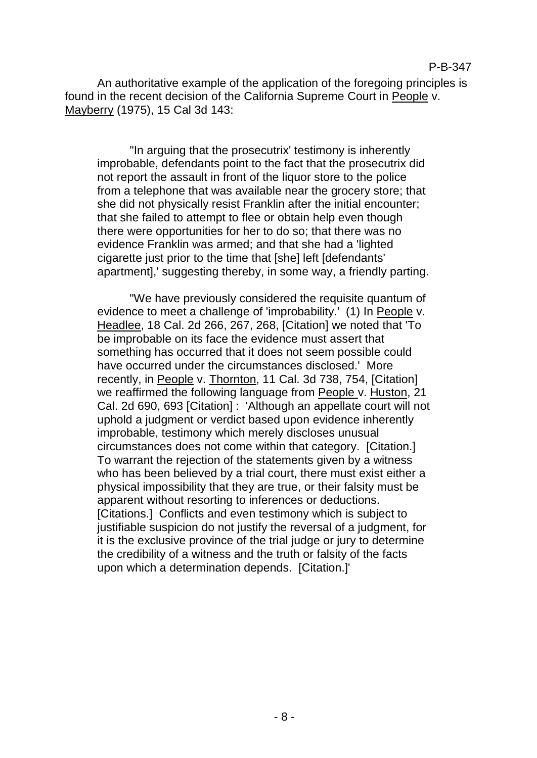An authoritative example of the application of the foregoing principles is found in the recent decision of the California Supreme Court in People v. Mayberry (1975), 15 Cal 3d 143:

> "In arguing that the prosecutrix' testimony is inherently improbable, defendants point to the fact that the prosecutrix did not report the assault in front of the liquor store to the police from a telephone that was available near the grocery store; that she did not physically resist Franklin after the initial encounter; that she failed to attempt to flee or obtain help even though there were opportunities for her to do so; that there was no evidence Franklin was armed; and that she had a 'lighted cigarette just prior to the time that [she] left [defendants' apartment],' suggesting thereby, in some way, a friendly parting.
>
> "We have previously considered the requisite quantum of evidence to meet a challenge of 'improbability.' (1) In People v. Headlee, 18 Cal. 2d 266, 267, 268, [Citation] we noted that 'To be improbable on its face the evidence must assert that something has occurred that it does not seem possible could have occurred under the circumstances disclosed.' More recently, in People v. Thornton, 11 Cal. 3d 738, 754, [Citation] we reaffirmed the following language from People v. Huston, 21 Cal. 2d 690, 693 [Citation] : 'Although an appellate court will not uphold a judgment or verdict based upon evidence inherently improbable, testimony which merely discloses unusual circumstances does not come within that category. [Citation.] To warrant the rejection of the statements given by a witness who has been believed by a trial court, there must exist either a physical impossibility that they are true, or their falsity must be apparent without resorting to inferences or deductions. [Citations.] Conflicts and even testimony which is subject to justifiable suspicion do not justify the reversal of a judgment, for it is the exclusive province of the trial judge or jury to determine the credibility of a witness and the truth or falsity of the facts upon which a determination depends. [Citation.]'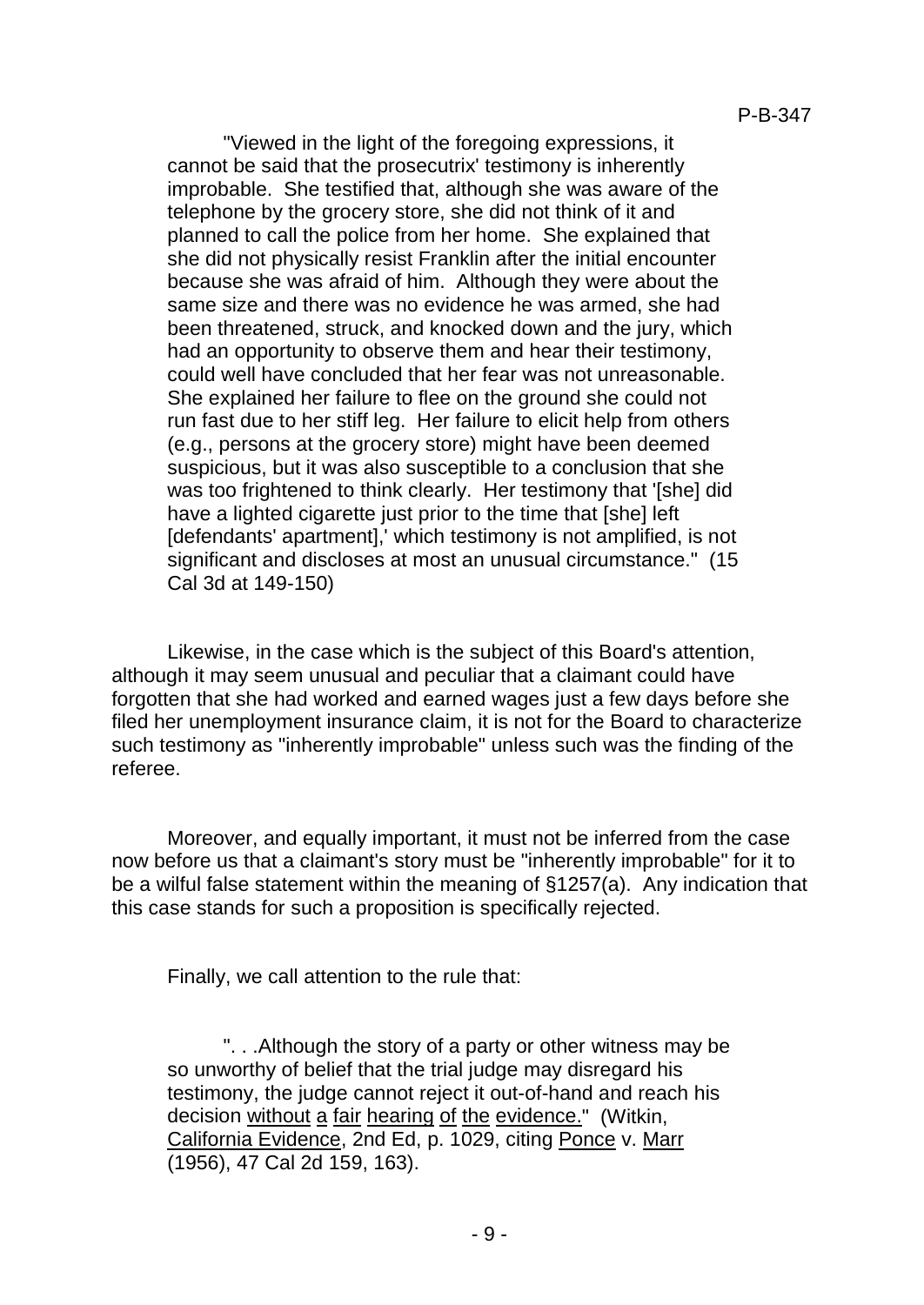"Viewed in the light of the foregoing expressions, it cannot be said that the prosecutrix' testimony is inherently improbable. She testified that, although she was aware of the telephone by the grocery store, she did not think of it and planned to call the police from her home. She explained that she did not physically resist Franklin after the initial encounter because she was afraid of him. Although they were about the same size and there was no evidence he was armed, she had been threatened, struck, and knocked down and the jury, which had an opportunity to observe them and hear their testimony, could well have concluded that her fear was not unreasonable. She explained her failure to flee on the ground she could not run fast due to her stiff leg. Her failure to elicit help from others (e.g., persons at the grocery store) might have been deemed suspicious, but it was also susceptible to a conclusion that she was too frightened to think clearly. Her testimony that '[she] did have a lighted cigarette just prior to the time that [she] left [defendants' apartment],' which testimony is not amplified, is not significant and discloses at most an unusual circumstance." (15 Cal 3d at 149-150)

Likewise, in the case which is the subject of this Board's attention, although it may seem unusual and peculiar that a claimant could have forgotten that she had worked and earned wages just a few days before she filed her unemployment insurance claim, it is not for the Board to characterize such testimony as "inherently improbable" unless such was the finding of the referee.

Moreover, and equally important, it must not be inferred from the case now before us that a claimant's story must be "inherently improbable" for it to be a wilful false statement within the meaning of §1257(a). Any indication that this case stands for such a proposition is specifically rejected.

Finally, we call attention to the rule that:

". . .Although the story of a party or other witness may be so unworthy of belief that the trial judge may disregard his testimony, the judge cannot reject it out-of-hand and reach his decision <u>without a fair hearing of the evidence.</u>" (Witkin, <u>California Evidence</u>, 2nd Ed, p. 1029, citing <u>Ponce</u> v. <u>Marr</u> (1956), 47 Cal 2d 159, 163).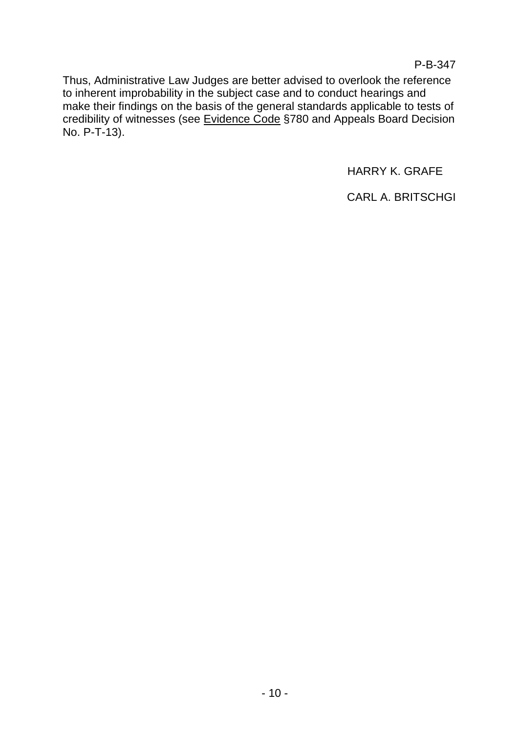Thus, Administrative Law Judges are better advised to overlook the reference to inherent improbability in the subject case and to conduct hearings and make their findings on the basis of the general standards applicable to tests of credibility of witnesses (see Evidence Code §780 and Appeals Board Decision No. P-T-13).

HARRY K. GRAFE

CARL A. BRITSCHGI